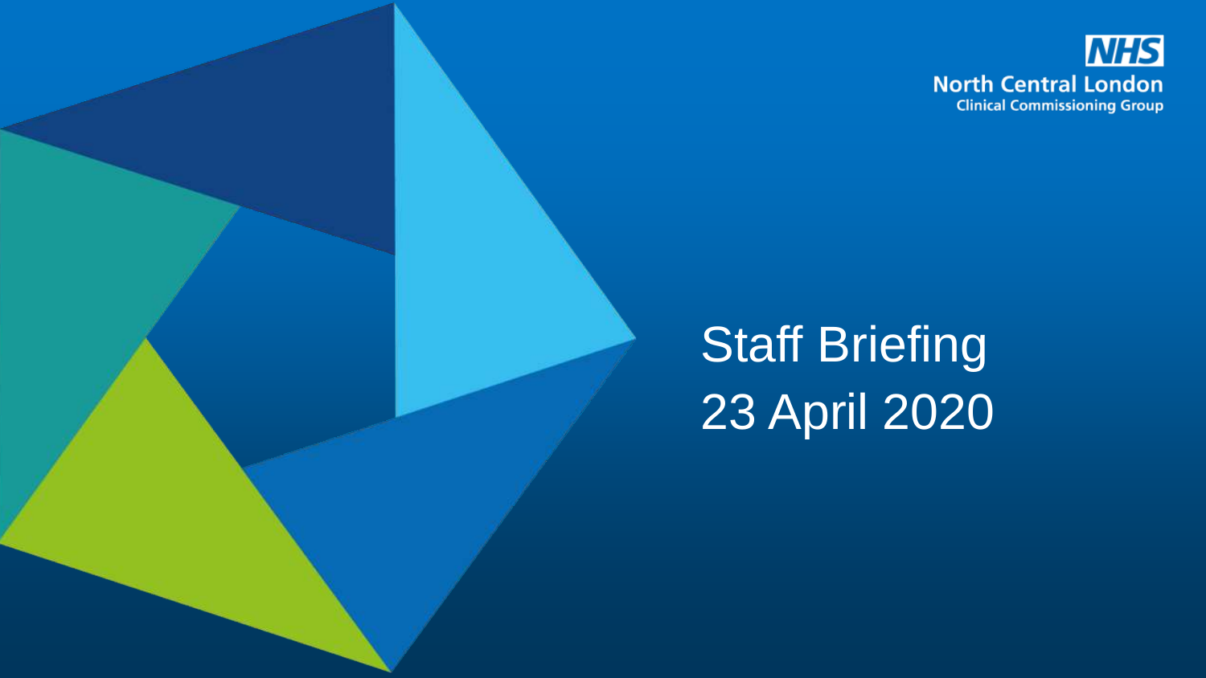NHS

North Central London

Clinical Commissioning Group

# Staff Briefing

# 23 April 2020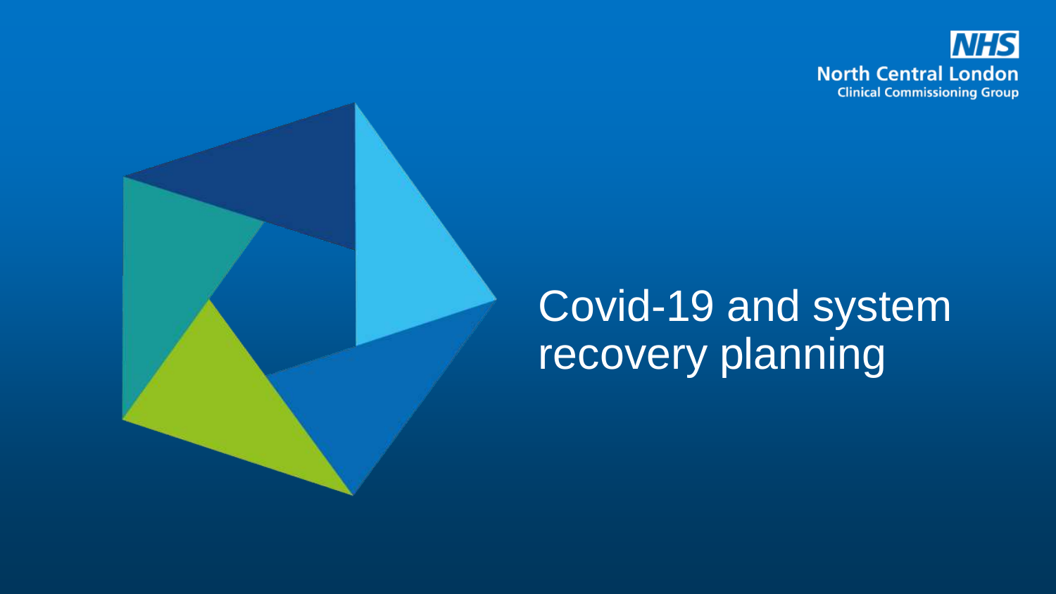# Covid-19 and system recovery planning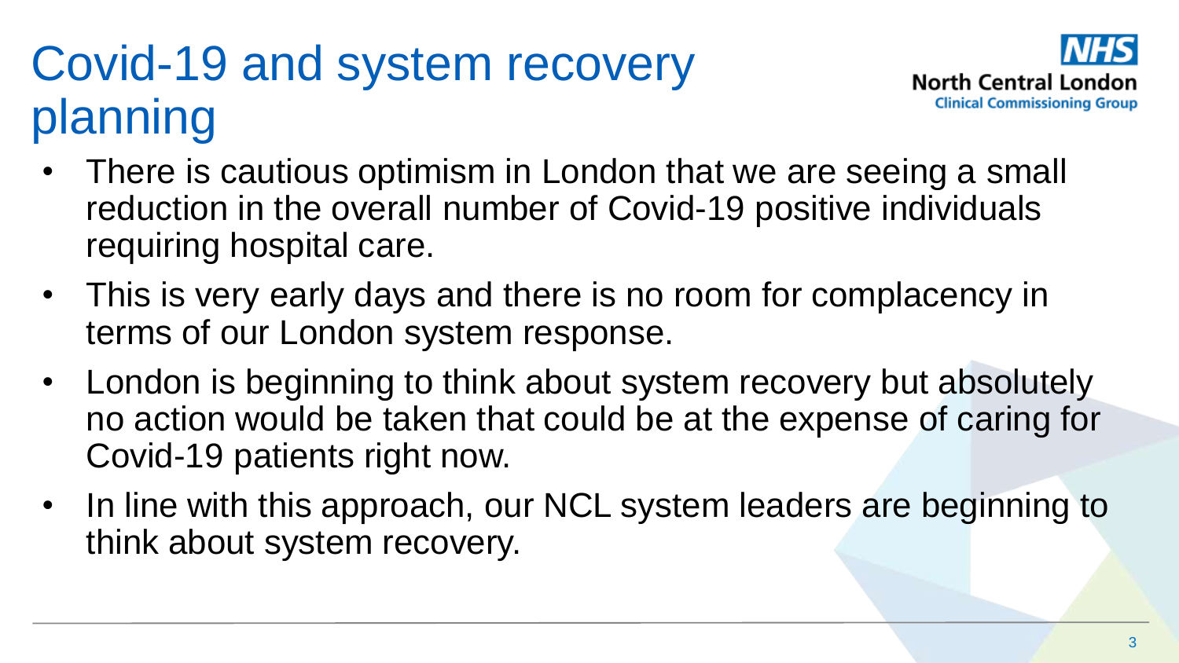# Covid-19 and system recovery planning

- There is cautious optimism in London that we are seeing a small reduction in the overall number of Covid-19 positive individuals requiring hospital care.
- This is very early days and there is no room for complacency in terms of our London system response.
- London is beginning to think about system recovery but absolutely no action would be taken that could be at the expense of caring for Covid-19 patients right now.
- In line with this approach, our NCL system leaders are beginning to think about system recovery.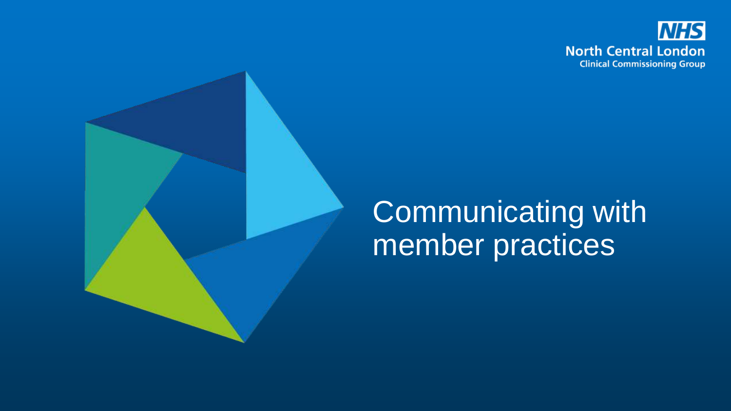NHS
North Central London
Clinical Commissioning Group

# Communicating with member practices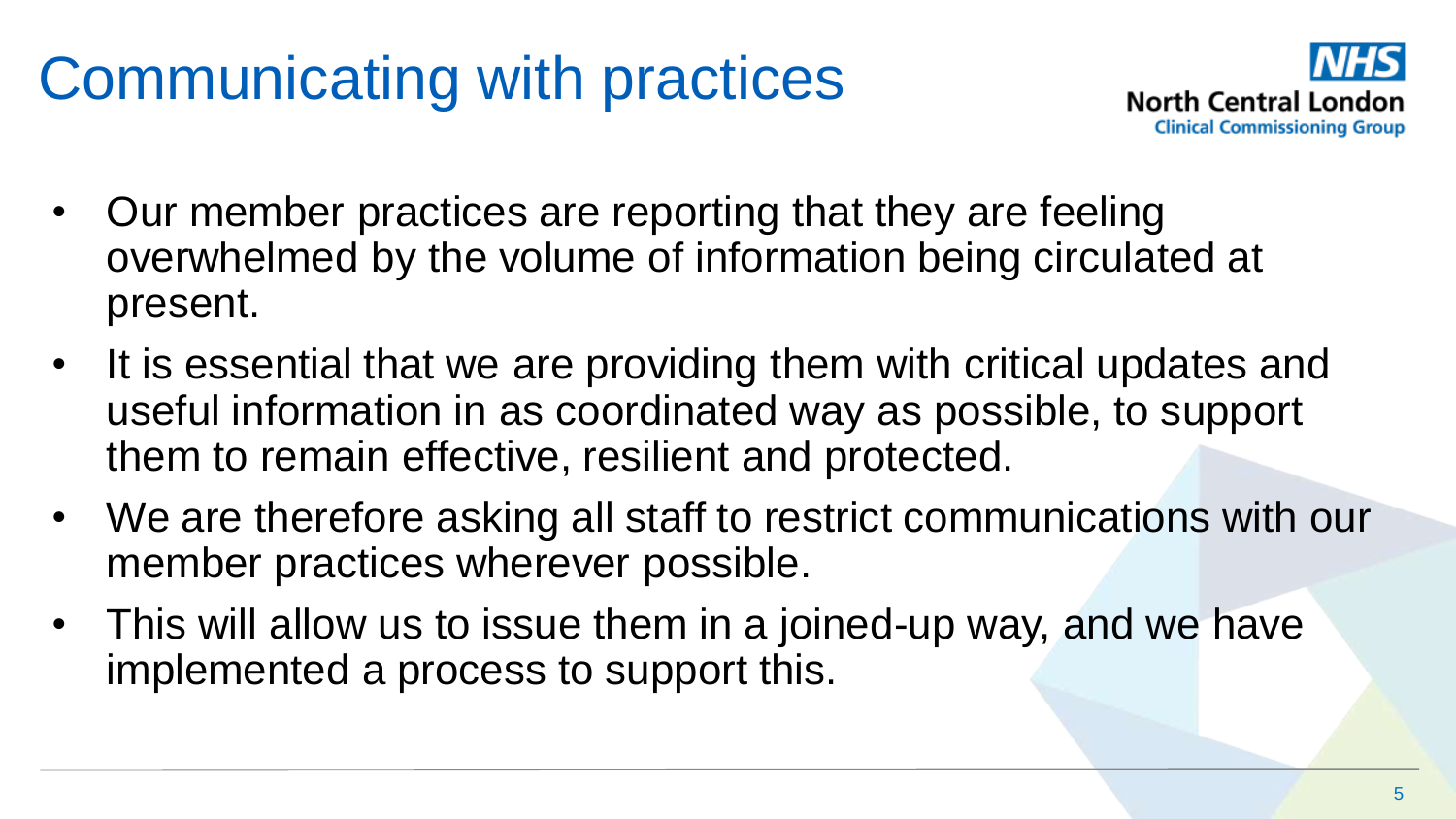# Communicating with practices

- Our member practices are reporting that they are feeling overwhelmed by the volume of information being circulated at present.
- It is essential that we are providing them with critical updates and useful information in as coordinated way as possible, to support them to remain effective, resilient and protected.
- We are therefore asking all staff to restrict communications with our member practices wherever possible.
- This will allow us to issue them in a joined-up way, and we have implemented a process to support this.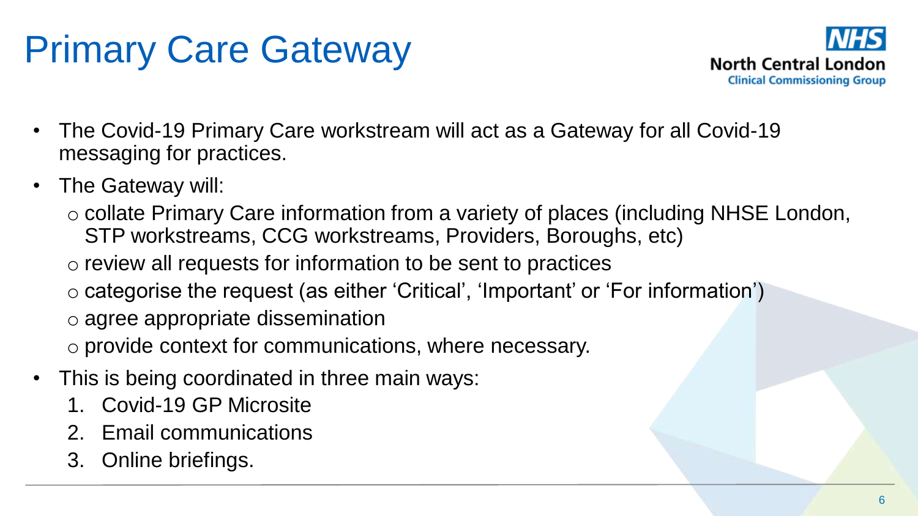# Primary Care Gateway

- The Covid-19 Primary Care workstream will act as a Gateway for all Covid-19 messaging for practices.
- The Gateway will:
  - collate Primary Care information from a variety of places (including NHSE London, STP workstreams, CCG workstreams, Providers, Boroughs, etc)
  - review all requests for information to be sent to practices
  - categorise the request (as either 'Critical', 'Important' or 'For information')
  - agree appropriate dissemination
  - provide context for communications, where necessary.
- This is being coordinated in three main ways:
  1. Covid-19 GP Microsite
  2. Email communications
  3. Online briefings.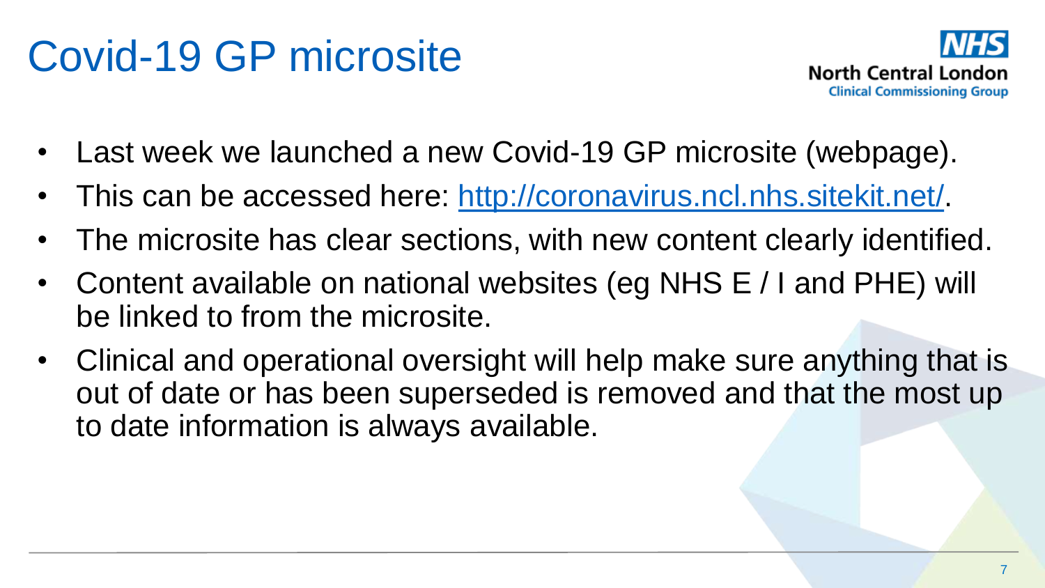# Covid-19 GP microsite

NHS North Central London Clinical Commissioning Group

- Last week we launched a new Covid-19 GP microsite (webpage).
- This can be accessed here: http://coronavirus.ncl.nhs.sitekit.net/.
- The microsite has clear sections, with new content clearly identified.
- Content available on national websites (eg NHS E / I and PHE) will be linked to from the microsite.
- Clinical and operational oversight will help make sure anything that is out of date or has been superseded is removed and that the most up to date information is always available.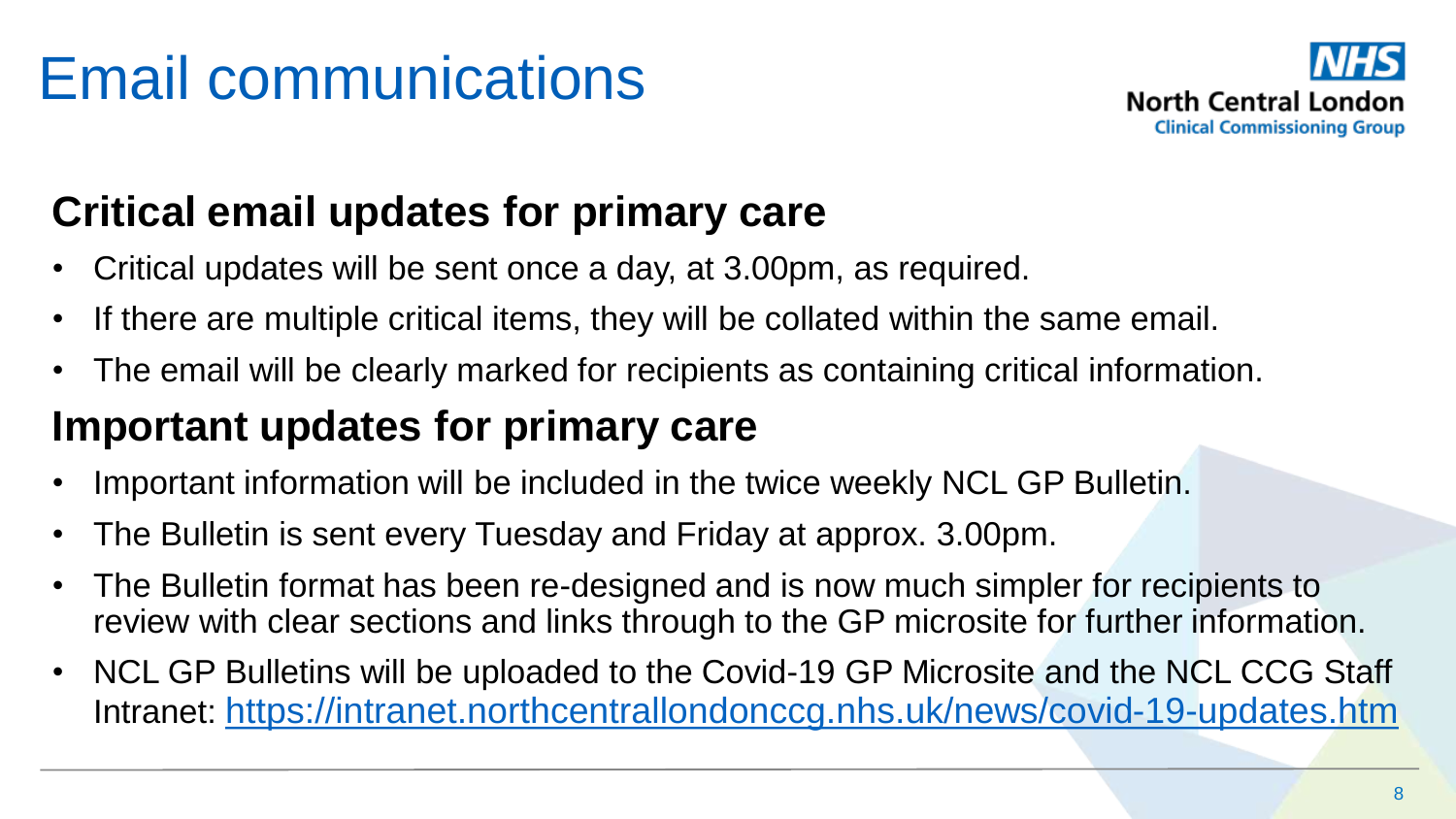# Email communications

NHS North Central London Clinical Commissioning Group

## Critical email updates for primary care

- Critical updates will be sent once a day, at 3.00pm, as required.
- If there are multiple critical items, they will be collated within the same email.
- The email will be clearly marked for recipients as containing critical information.

## Important updates for primary care

- Important information will be included in the twice weekly NCL GP Bulletin.
- The Bulletin is sent every Tuesday and Friday at approx. 3.00pm.
- The Bulletin format has been re-designed and is now much simpler for recipients to review with clear sections and links through to the GP microsite for further information.
- NCL GP Bulletins will be uploaded to the Covid-19 GP Microsite and the NCL CCG Staff Intranet: https://intranet.northcentrallondonccg.nhs.uk/news/covid-19-updates.htm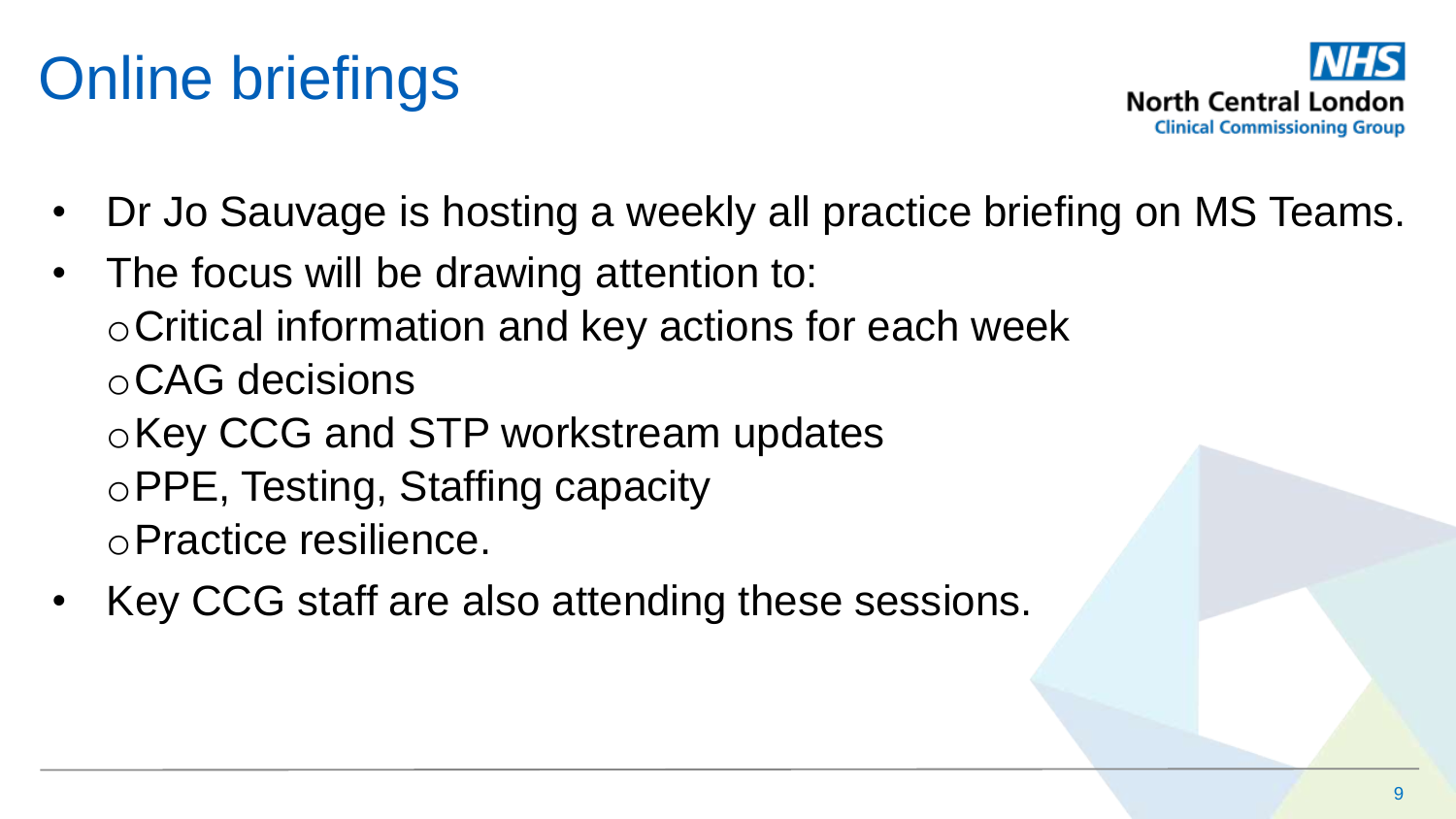# Online briefings

NHS
North Central London
Clinical Commissioning Group

- Dr Jo Sauvage is hosting a weekly all practice briefing on MS Teams.
- The focus will be drawing attention to:
  - Critical information and key actions for each week
  - CAG decisions
  - Key CCG and STP workstream updates
  - PPE, Testing, Staffing capacity
  - Practice resilience.
- Key CCG staff are also attending these sessions.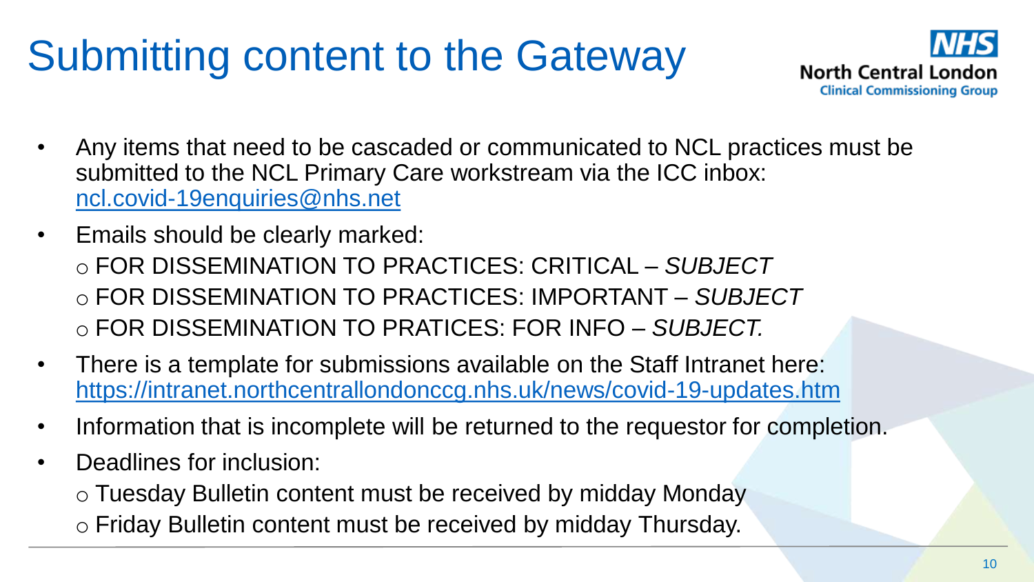# Submitting content to the Gateway

- Any items that need to be cascaded or communicated to NCL practices must be submitted to the NCL Primary Care workstream via the ICC inbox: ncl.covid-19enquiries@nhs.net
- Emails should be clearly marked:
  - FOR DISSEMINATION TO PRACTICES: CRITICAL – *SUBJECT*
  - FOR DISSEMINATION TO PRACTICES: IMPORTANT – *SUBJECT*
  - FOR DISSEMINATION TO PRATICES: FOR INFO – *SUBJECT.*
- There is a template for submissions available on the Staff Intranet here: https://intranet.northcentrallondonccg.nhs.uk/news/covid-19-updates.htm
- Information that is incomplete will be returned to the requestor for completion.
- Deadlines for inclusion:
  - Tuesday Bulletin content must be received by midday Monday
  - Friday Bulletin content must be received by midday Thursday.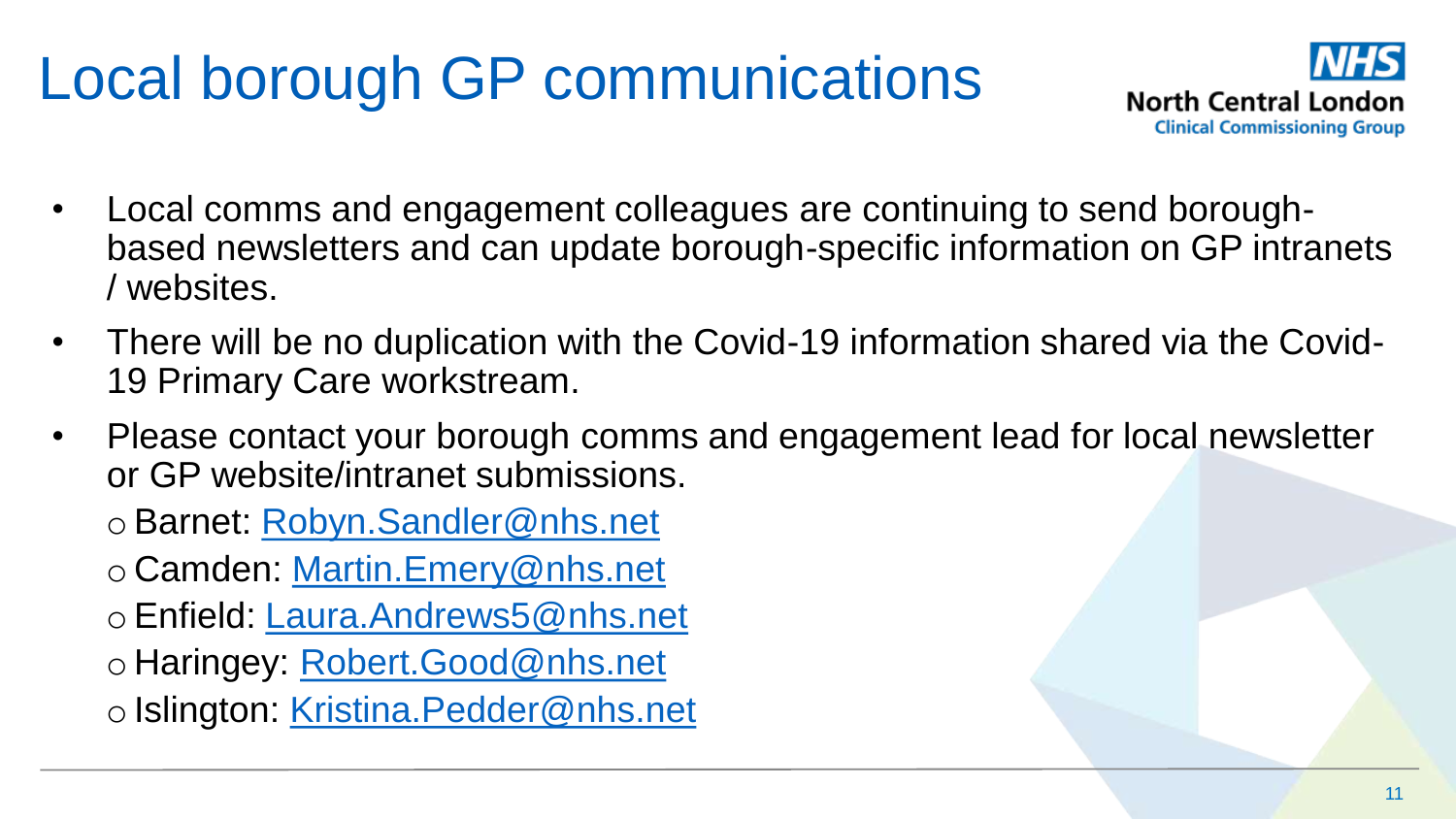# Local borough GP communications

- Local comms and engagement colleagues are continuing to send borough-based newsletters and can update borough-specific information on GP intranets / websites.
- There will be no duplication with the Covid-19 information shared via the Covid-19 Primary Care workstream.
- Please contact your borough comms and engagement lead for local newsletter or GP website/intranet submissions.
  - Barnet: Robyn.Sandler@nhs.net
  - Camden: Martin.Emery@nhs.net
  - Enfield: Laura.Andrews5@nhs.net
  - Haringey: Robert.Good@nhs.net
  - Islington: Kristina.Pedder@nhs.net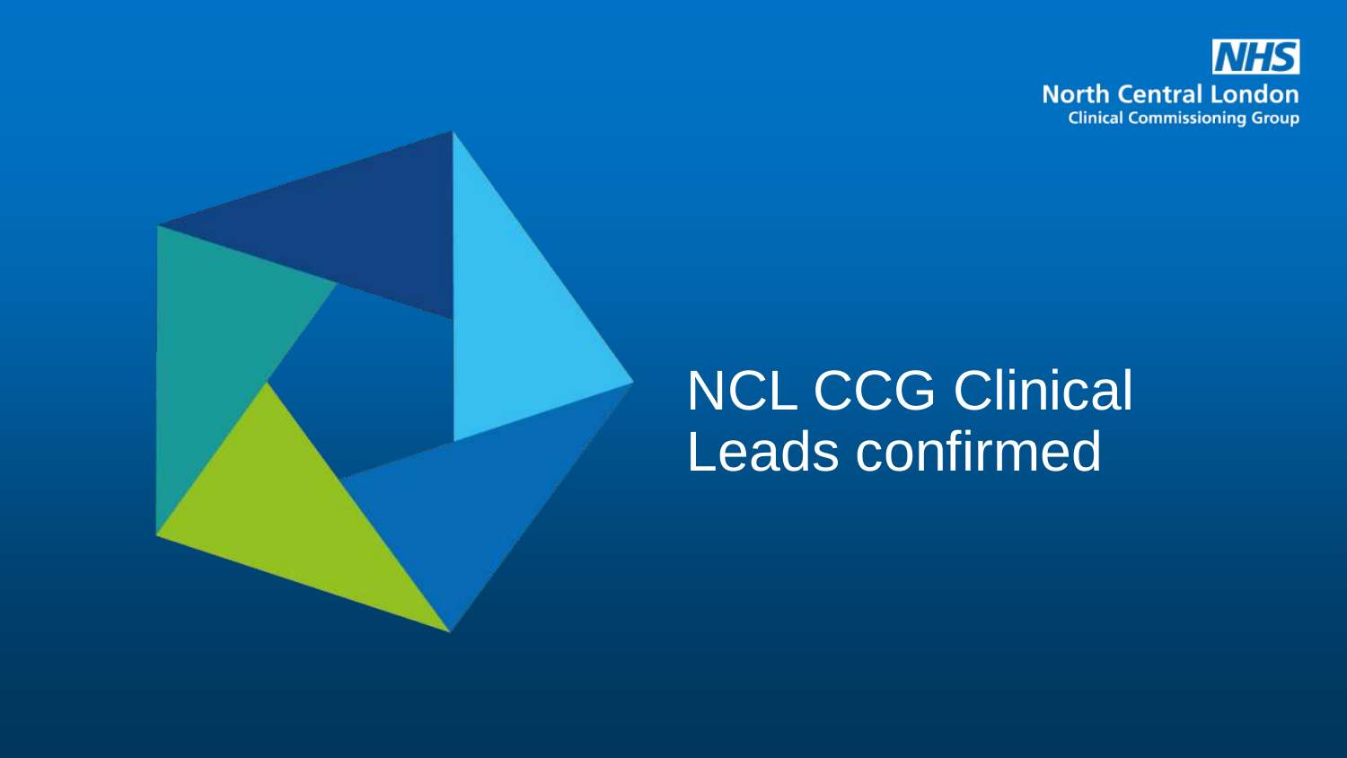NHS
North Central London
Clinical Commissioning Group

# NCL CCG Clinical Leads confirmed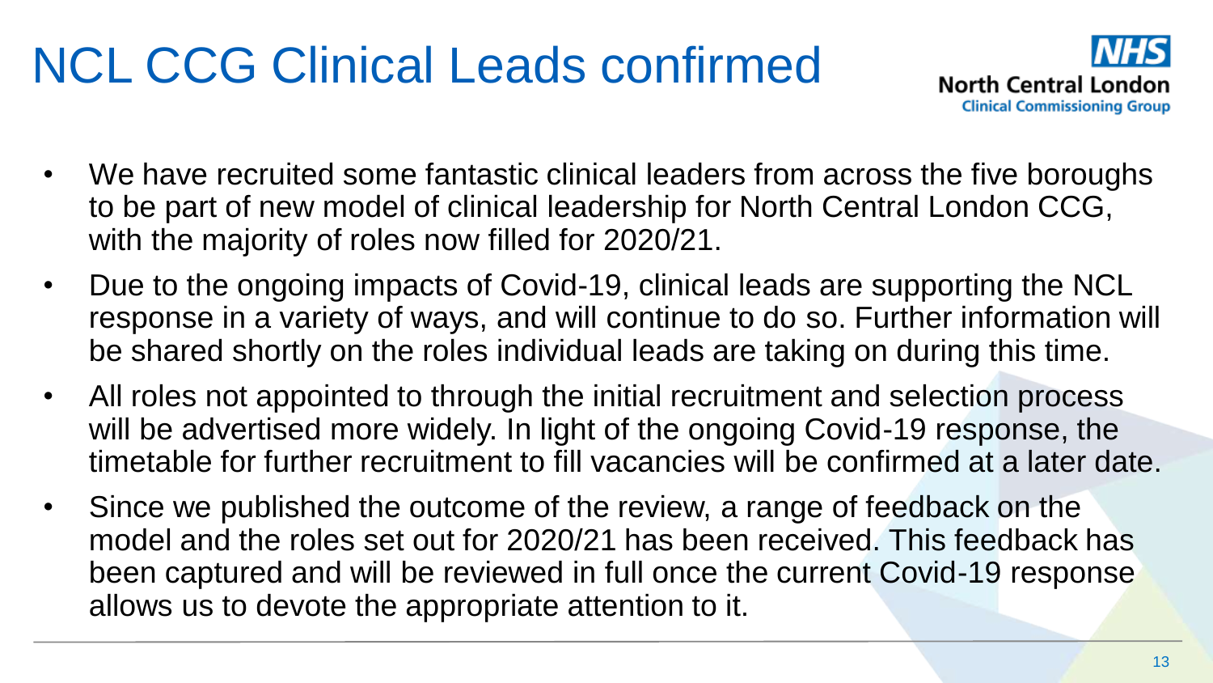# NCL CCG Clinical Leads confirmed

- We have recruited some fantastic clinical leaders from across the five boroughs to be part of new model of clinical leadership for North Central London CCG, with the majority of roles now filled for 2020/21.
- Due to the ongoing impacts of Covid-19, clinical leads are supporting the NCL response in a variety of ways, and will continue to do so. Further information will be shared shortly on the roles individual leads are taking on during this time.
- All roles not appointed to through the initial recruitment and selection process will be advertised more widely. In light of the ongoing Covid-19 response, the timetable for further recruitment to fill vacancies will be confirmed at a later date.
- Since we published the outcome of the review, a range of feedback on the model and the roles set out for 2020/21 has been received. This feedback has been captured and will be reviewed in full once the current Covid-19 response allows us to devote the appropriate attention to it.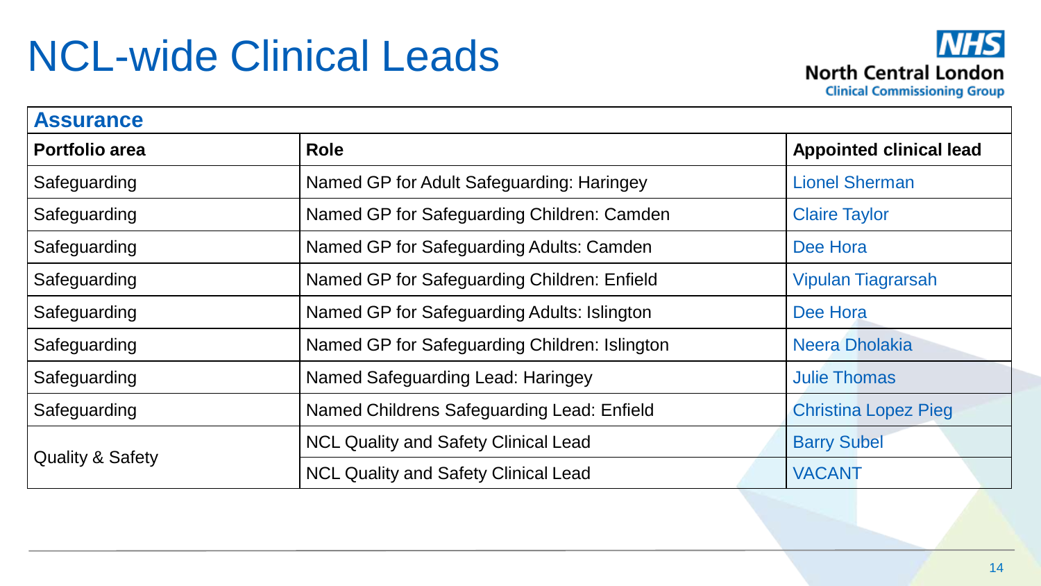# NCL-wide Clinical Leads

| Assurance | | |
| --- | --- | --- |
| **Portfolio area** | **Role** | **Appointed clinical lead** |
| Safeguarding | Named GP for Adult Safeguarding: Haringey | Lionel Sherman |
| Safeguarding | Named GP for Safeguarding Children: Camden | Claire Taylor |
| Safeguarding | Named GP for Safeguarding Adults: Camden | Dee Hora |
| Safeguarding | Named GP for Safeguarding Children: Enfield | Vipulan Tiagrarsah |
| Safeguarding | Named GP for Safeguarding Adults: Islington | Dee Hora |
| Safeguarding | Named GP for Safeguarding Children: Islington | Neera Dholakia |
| Safeguarding | Named Safeguarding Lead: Haringey | Julie Thomas |
| Safeguarding | Named Childrens Safeguarding Lead: Enfield | Christina Lopez Pieg |
| Quality & Safety | NCL Quality and Safety Clinical Lead | Barry Subel |
| | NCL Quality and Safety Clinical Lead | VACANT |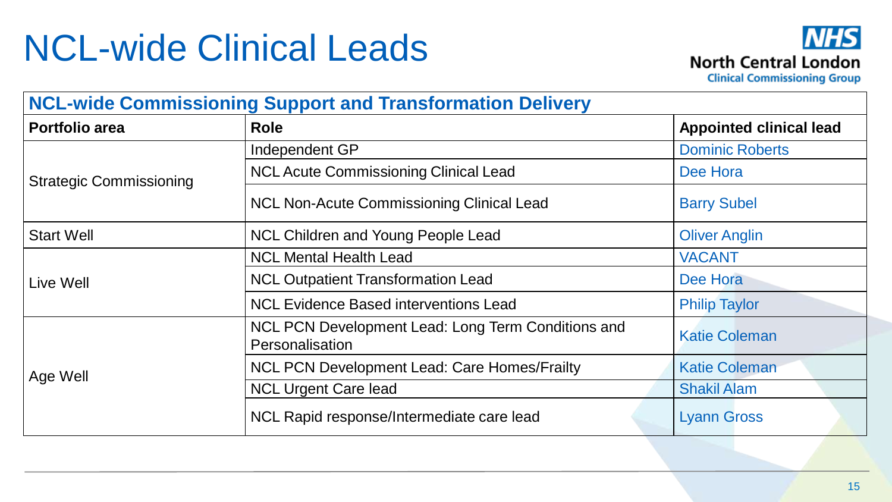# NCL-wide Clinical Leads

| NCL-wide Commissioning Support and Transformation Delivery | | |
| --- | --- | --- |
| **Portfolio area** | **Role** | **Appointed clinical lead** |
| Strategic Commissioning | Independent GP | Dominic Roberts |
| | NCL Acute Commissioning Clinical Lead | Dee Hora |
| | NCL Non-Acute Commissioning Clinical Lead | Barry Subel |
| Start Well | NCL Children and Young People Lead | Oliver Anglin |
| Live Well | NCL Mental Health Lead | VACANT |
| | NCL Outpatient Transformation Lead | Dee Hora |
| | NCL Evidence Based interventions Lead | Philip Taylor |
| Age Well | NCL PCN Development Lead: Long Term Conditions and Personalisation | Katie Coleman |
| | NCL PCN Development Lead: Care Homes/Frailty | Katie Coleman |
| | NCL Urgent Care lead | Shakil Alam |
| | NCL Rapid response/Intermediate care lead | Lyann Gross |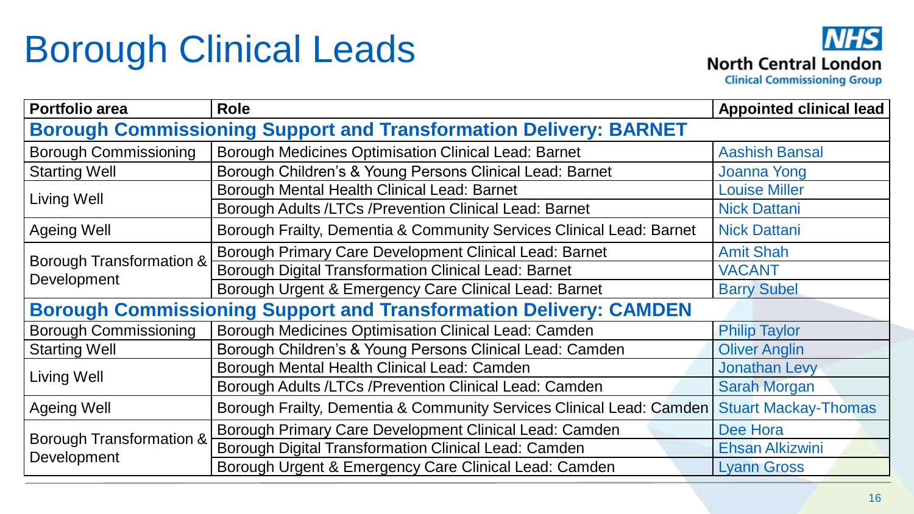# Borough Clinical Leads

North Central London Clinical Commissioning Group

| Portfolio area | Role | Appointed clinical lead |
| --- | --- | --- |
| **Borough Commissioning Support and Transformation Delivery: BARNET** | | |
| Borough Commissioning | Borough Medicines Optimisation Clinical Lead: Barnet | Aashish Bansal |
| Starting Well | Borough Children's & Young Persons Clinical Lead: Barnet | Joanna Yong |
| Living Well | Borough Mental Health Clinical Lead: Barnet | Louise Miller |
| | Borough Adults /LTCs /Prevention Clinical Lead: Barnet | Nick Dattani |
| Ageing Well | Borough Frailty, Dementia & Community Services Clinical Lead: Barnet | Nick Dattani |
| Borough Transformation & Development | Borough Primary Care Development Clinical Lead: Barnet | Amit Shah |
| | Borough Digital Transformation Clinical Lead: Barnet | VACANT |
| | Borough Urgent & Emergency Care Clinical Lead: Barnet | Barry Subel |
| **Borough Commissioning Support and Transformation Delivery: CAMDEN** | | |
| Borough Commissioning | Borough Medicines Optimisation Clinical Lead: Camden | Philip Taylor |
| Starting Well | Borough Children's & Young Persons Clinical Lead: Camden | Oliver Anglin |
| Living Well | Borough Mental Health Clinical Lead: Camden | Jonathan Levy |
| | Borough Adults /LTCs /Prevention Clinical Lead: Camden | Sarah Morgan |
| Ageing Well | Borough Frailty, Dementia & Community Services Clinical Lead: Camden | Stuart Mackay-Thomas |
| Borough Transformation & Development | Borough Primary Care Development Clinical Lead: Camden | Dee Hora |
| | Borough Digital Transformation Clinical Lead: Camden | Ehsan Alkizwini |
| | Borough Urgent & Emergency Care Clinical Lead: Camden | Lyann Gross |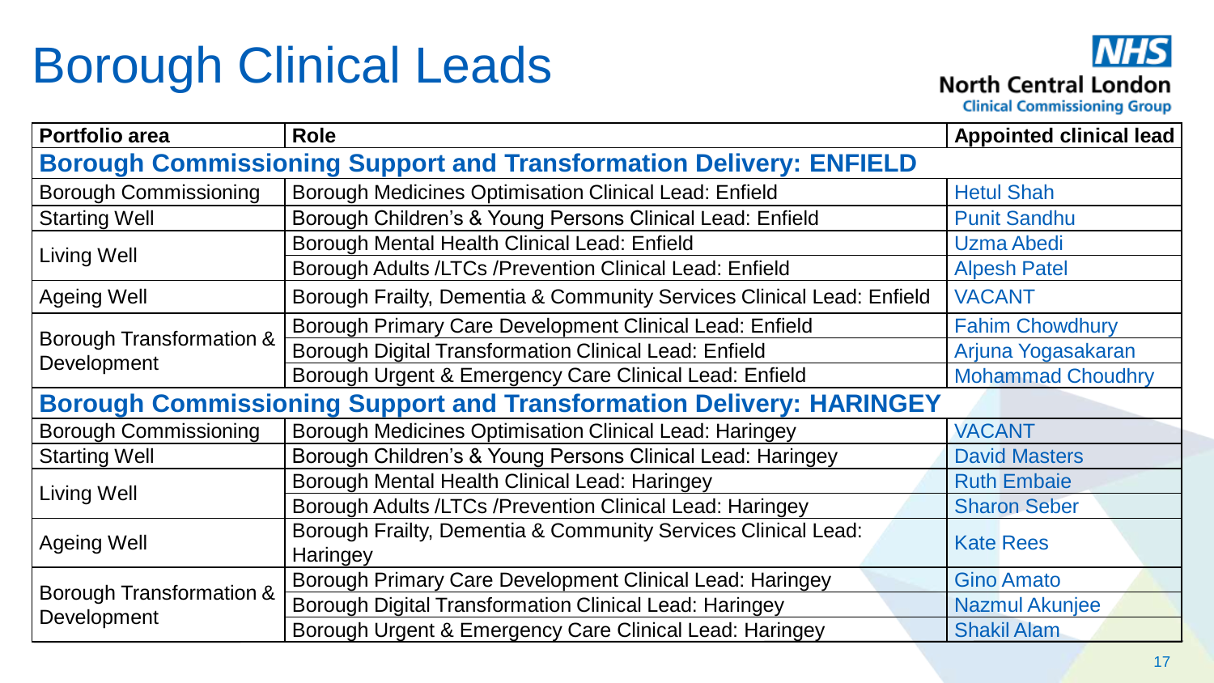# Borough Clinical Leads

NHS North Central London Clinical Commissioning Group

| Portfolio area | Role | Appointed clinical lead |
| --- | --- | --- |
| **Borough Commissioning Support and Transformation Delivery: ENFIELD** | | |
| Borough Commissioning | Borough Medicines Optimisation Clinical Lead: Enfield | Hetul Shah |
| Starting Well | Borough Children's & Young Persons Clinical Lead: Enfield | Punit Sandhu |
| Living Well | Borough Mental Health Clinical Lead: Enfield | Uzma Abedi |
| | Borough Adults /LTCs /Prevention Clinical Lead: Enfield | Alpesh Patel |
| Ageing Well | Borough Frailty, Dementia & Community Services Clinical Lead: Enfield | VACANT |
| Borough Transformation & Development | Borough Primary Care Development Clinical Lead: Enfield | Fahim Chowdhury |
| | Borough Digital Transformation Clinical Lead: Enfield | Arjuna Yogasakaran |
| | Borough Urgent & Emergency Care Clinical Lead: Enfield | Mohammad Choudhry |
| **Borough Commissioning Support and Transformation Delivery: HARINGEY** | | |
| Borough Commissioning | Borough Medicines Optimisation Clinical Lead: Haringey | VACANT |
| Starting Well | Borough Children's & Young Persons Clinical Lead: Haringey | David Masters |
| Living Well | Borough Mental Health Clinical Lead: Haringey | Ruth Embaie |
| | Borough Adults /LTCs /Prevention Clinical Lead: Haringey | Sharon Seber |
| Ageing Well | Borough Frailty, Dementia & Community Services Clinical Lead: Haringey | Kate Rees |
| Borough Transformation & Development | Borough Primary Care Development Clinical Lead: Haringey | Gino Amato |
| | Borough Digital Transformation Clinical Lead: Haringey | Nazmul Akunjee |
| | Borough Urgent & Emergency Care Clinical Lead: Haringey | Shakil Alam |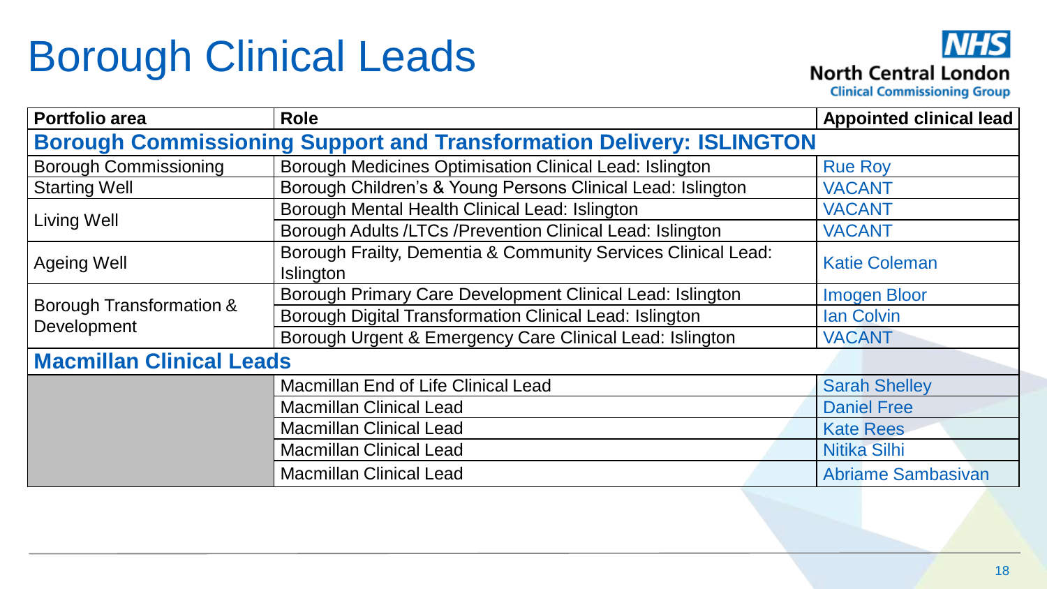# Borough Clinical Leads

| Portfolio area | Role | Appointed clinical lead |
| --- | --- | --- |
| **Borough Commissioning Support and Transformation Delivery: ISLINGTON** | | |
| Borough Commissioning | Borough Medicines Optimisation Clinical Lead: Islington | Rue Roy |
| Starting Well | Borough Children's & Young Persons Clinical Lead: Islington | VACANT |
| Living Well | Borough Mental Health Clinical Lead: Islington | VACANT |
| | Borough Adults /LTCs /Prevention Clinical Lead: Islington | VACANT |
| Ageing Well | Borough Frailty, Dementia & Community Services Clinical Lead: Islington | Katie Coleman |
| Borough Transformation & Development | Borough Primary Care Development Clinical Lead: Islington | Imogen Bloor |
| | Borough Digital Transformation Clinical Lead: Islington | Ian Colvin |
| | Borough Urgent & Emergency Care Clinical Lead: Islington | VACANT |
| **Macmillan Clinical Leads** | | |
| | Macmillan End of Life Clinical Lead | Sarah Shelley |
| | Macmillan Clinical Lead | Daniel Free |
| | Macmillan Clinical Lead | Kate Rees |
| | Macmillan Clinical Lead | Nitika Silhi |
| | Macmillan Clinical Lead | Abriame Sambasivan |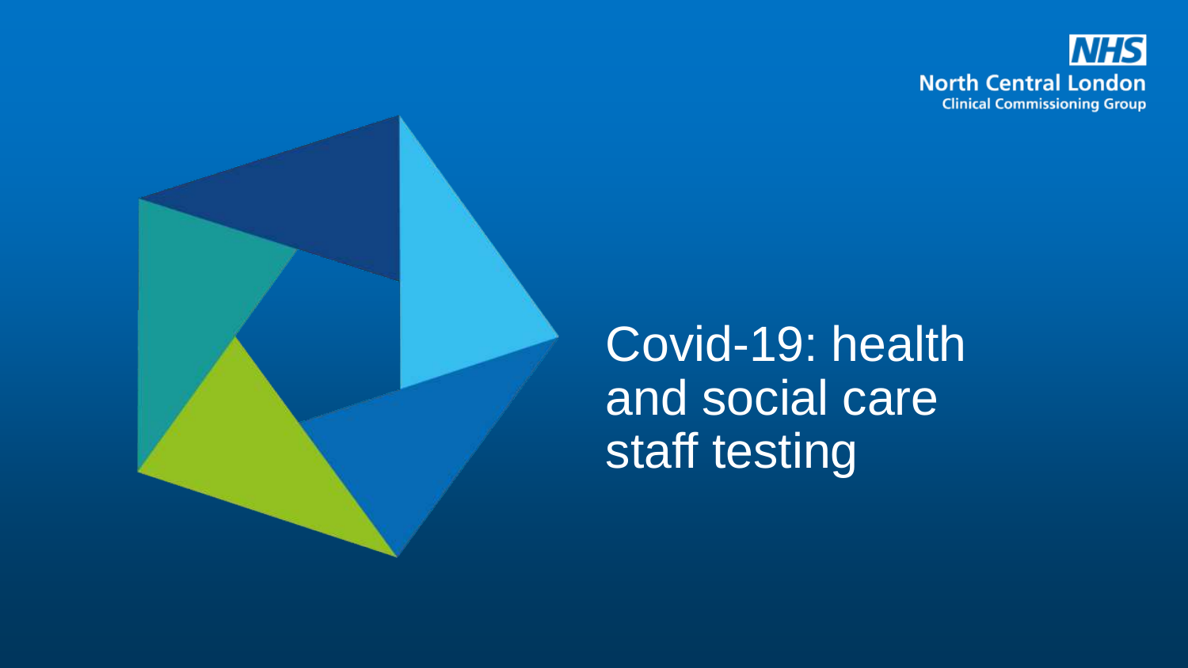NHS North Central London Clinical Commissioning Group

# Covid-19: health and social care staff testing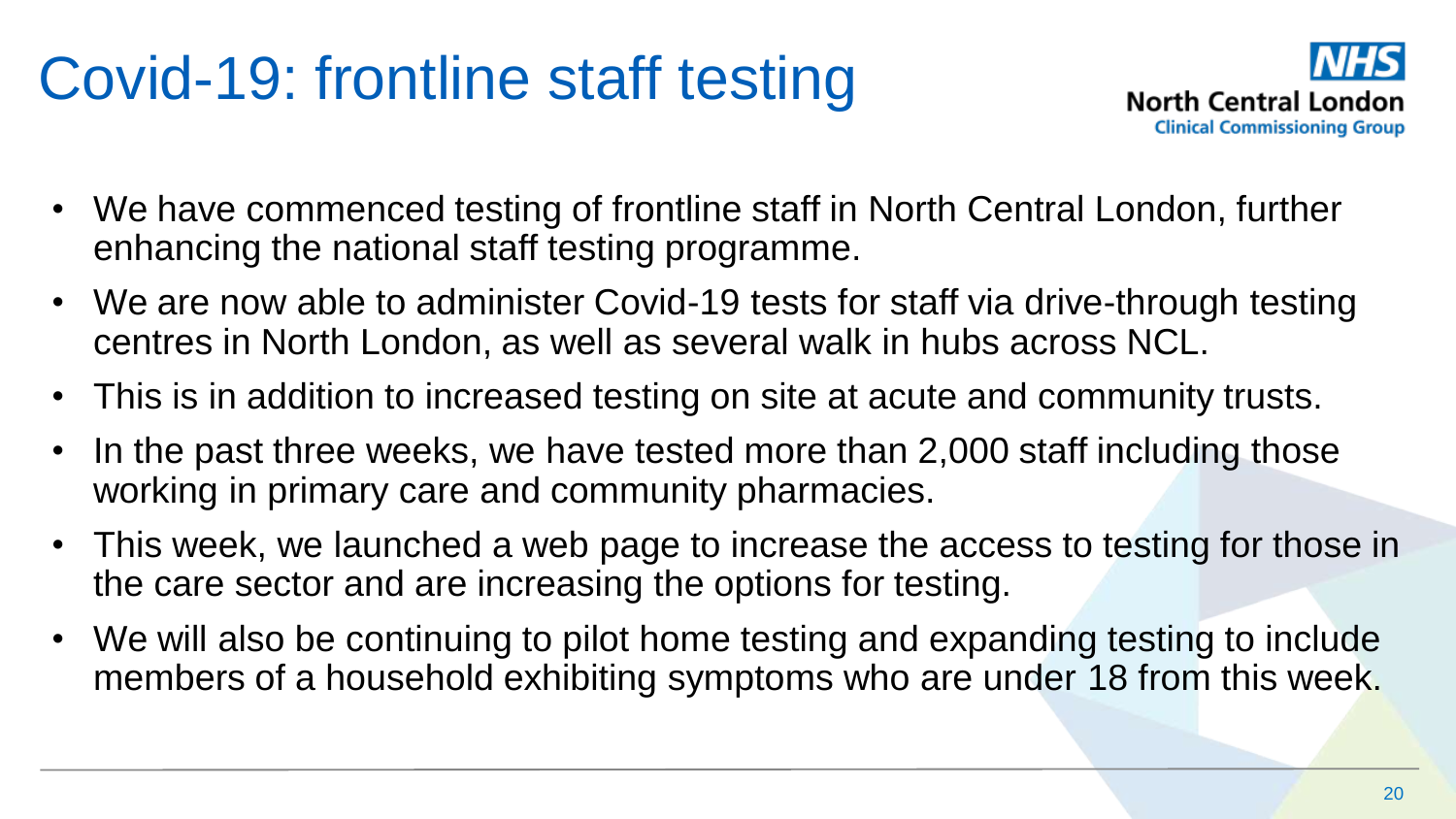# Covid-19: frontline staff testing

NHS North Central London Clinical Commissioning Group

- We have commenced testing of frontline staff in North Central London, further enhancing the national staff testing programme.
- We are now able to administer Covid-19 tests for staff via drive-through testing centres in North London, as well as several walk in hubs across NCL.
- This is in addition to increased testing on site at acute and community trusts.
- In the past three weeks, we have tested more than 2,000 staff including those working in primary care and community pharmacies.
- This week, we launched a web page to increase the access to testing for those in the care sector and are increasing the options for testing.
- We will also be continuing to pilot home testing and expanding testing to include members of a household exhibiting symptoms who are under 18 from this week.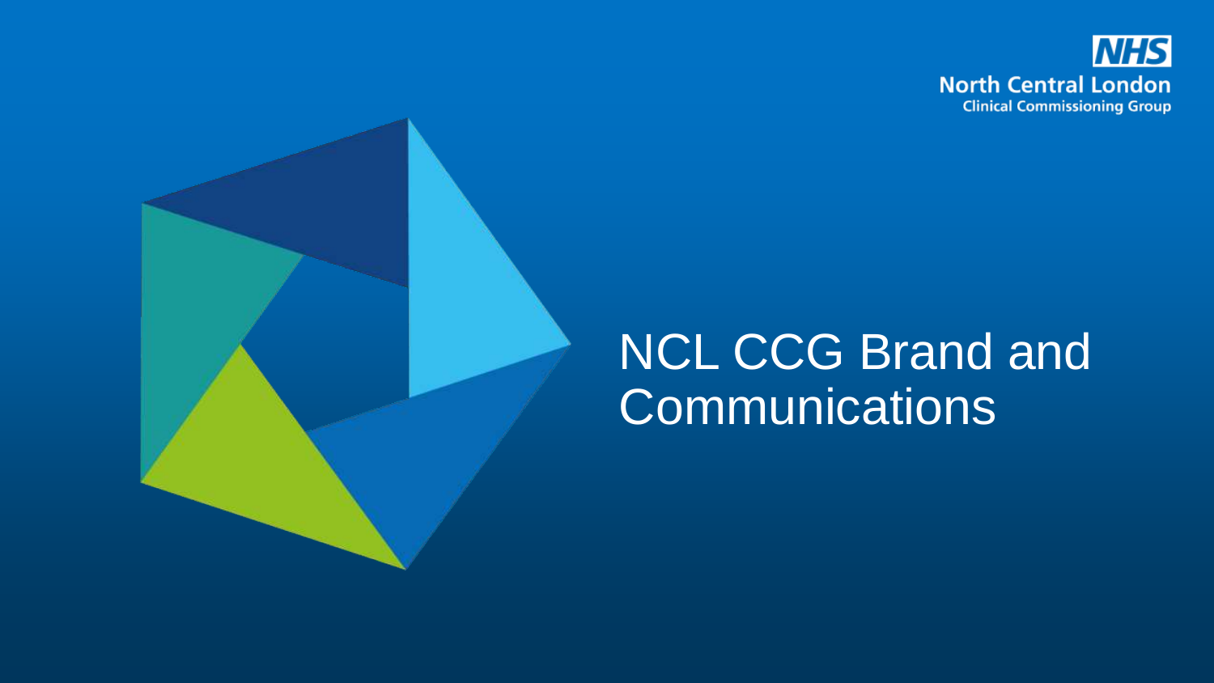NHS
North Central London
Clinical Commissioning Group

# NCL CCG Brand and Communications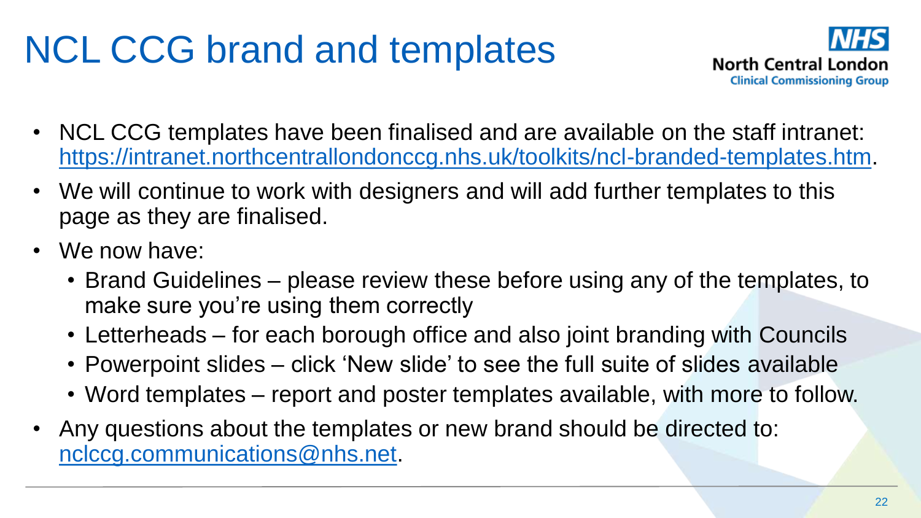# NCL CCG brand and templates

NHS North Central London Clinical Commissioning Group

- NCL CCG templates have been finalised and are available on the staff intranet: https://intranet.northcentrallondonccg.nhs.uk/toolkits/ncl-branded-templates.htm.
- We will continue to work with designers and will add further templates to this page as they are finalised.
- We now have:
  - Brand Guidelines – please review these before using any of the templates, to make sure you're using them correctly
  - Letterheads – for each borough office and also joint branding with Councils
  - Powerpoint slides – click 'New slide' to see the full suite of slides available
  - Word templates – report and poster templates available, with more to follow.
- Any questions about the templates or new brand should be directed to: nclccg.communications@nhs.net.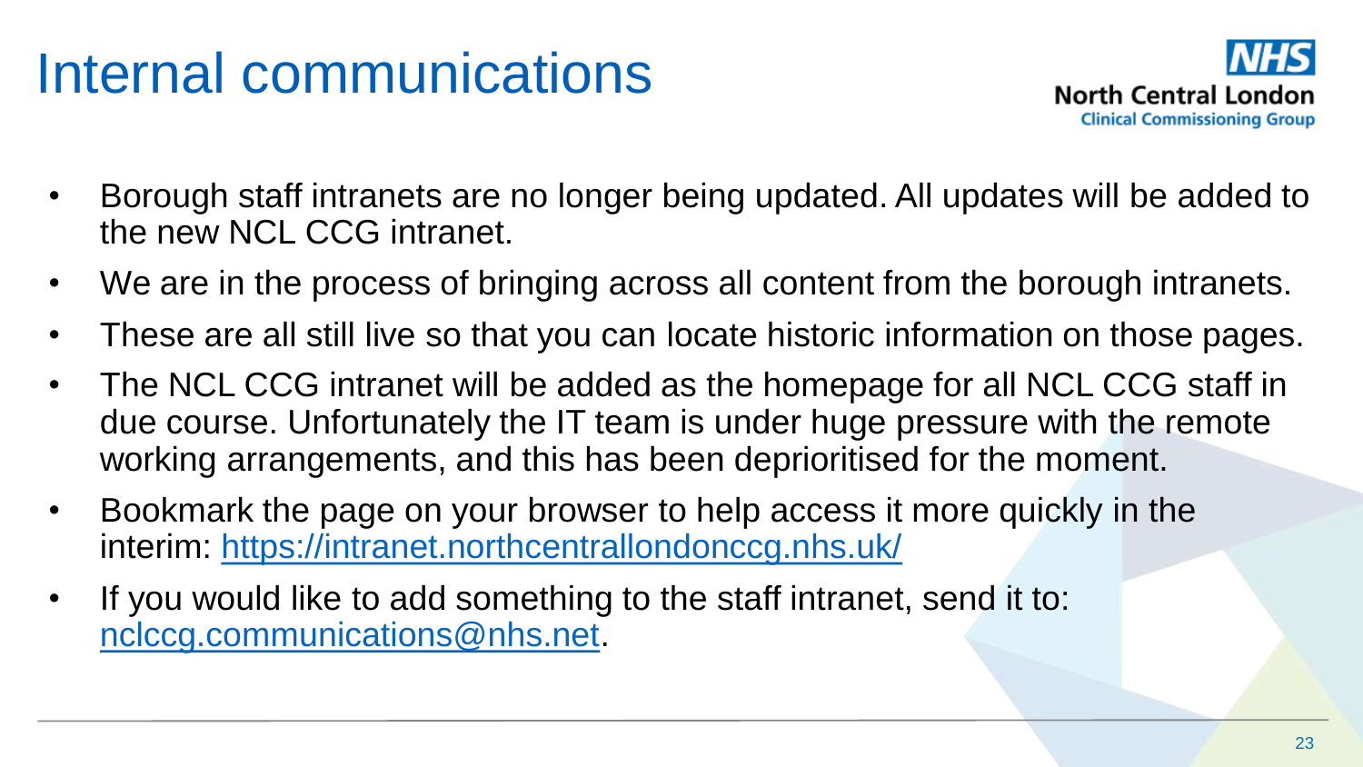# Internal communications

- Borough staff intranets are no longer being updated. All updates will be added to the new NCL CCG intranet.
- We are in the process of bringing across all content from the borough intranets.
- These are all still live so that you can locate historic information on those pages.
- The NCL CCG intranet will be added as the homepage for all NCL CCG staff in due course. Unfortunately the IT team is under huge pressure with the remote working arrangements, and this has been deprioritised for the moment.
- Bookmark the page on your browser to help access it more quickly in the interim: [https://intranet.northcentrallondonccg.nhs.uk/](https://intranet.northcentrallondonccg.nhs.uk/)
- If you would like to add something to the staff intranet, send it to: [nclccg.communications@nhs.net](mailto:nclccg.communications@nhs.net).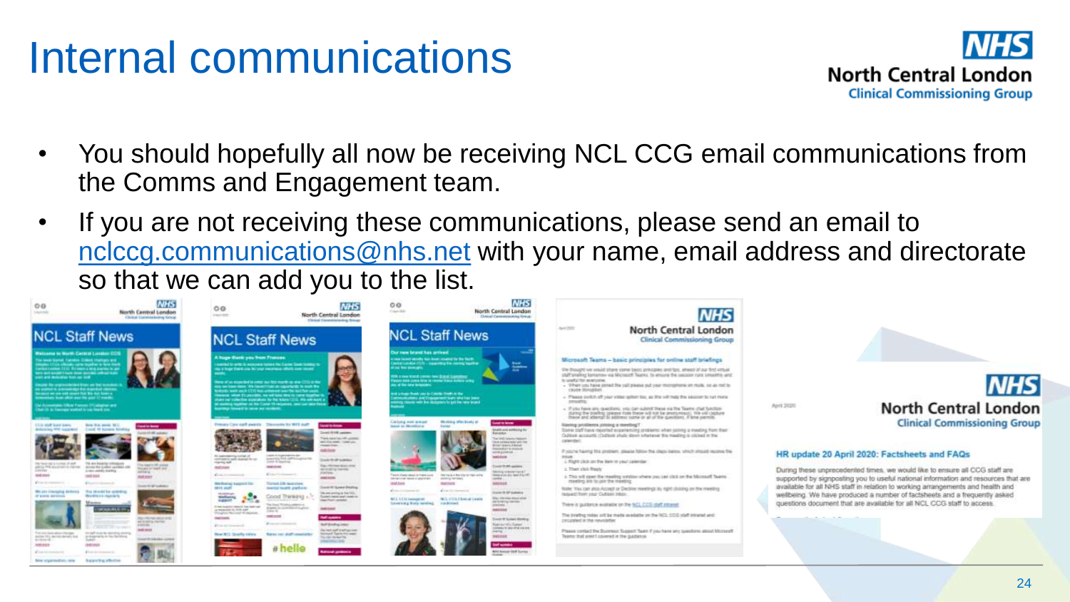# Internal communications

- You should hopefully all now be receiving NCL CCG email communications from the Comms and Engagement team.
- If you are not receiving these communications, please send an email to nclccg.communications@nhs.net with your name, email address and directorate so that we can add you to the list.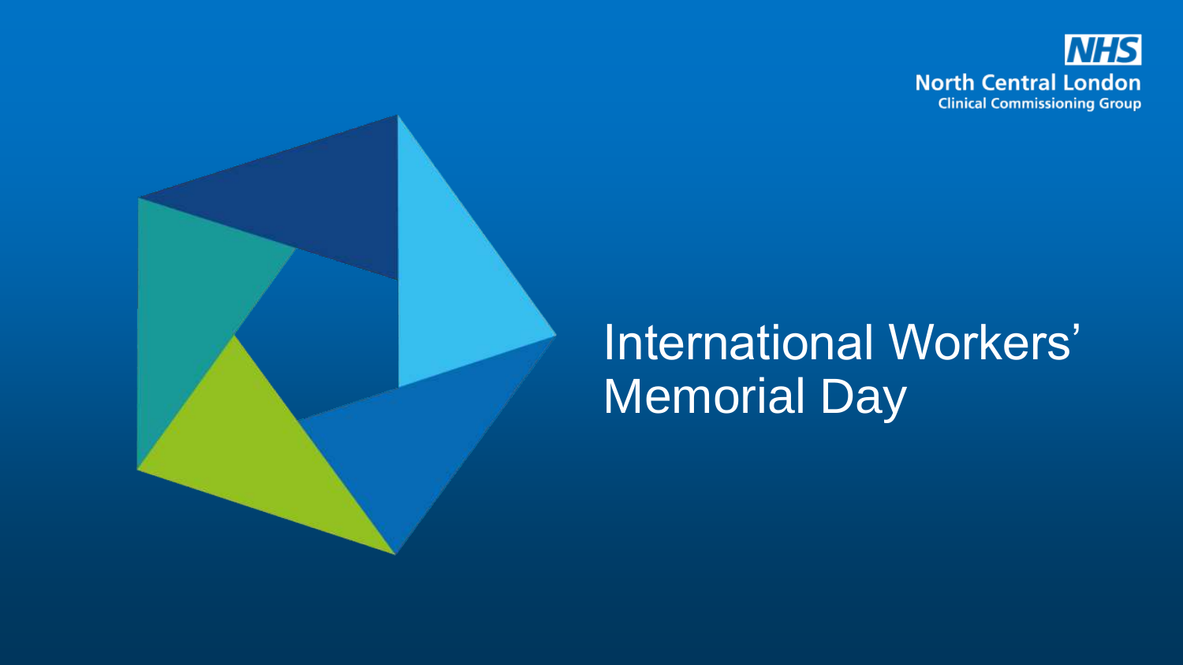NHS
North Central London
Clinical Commissioning Group

# International Workers' Memorial Day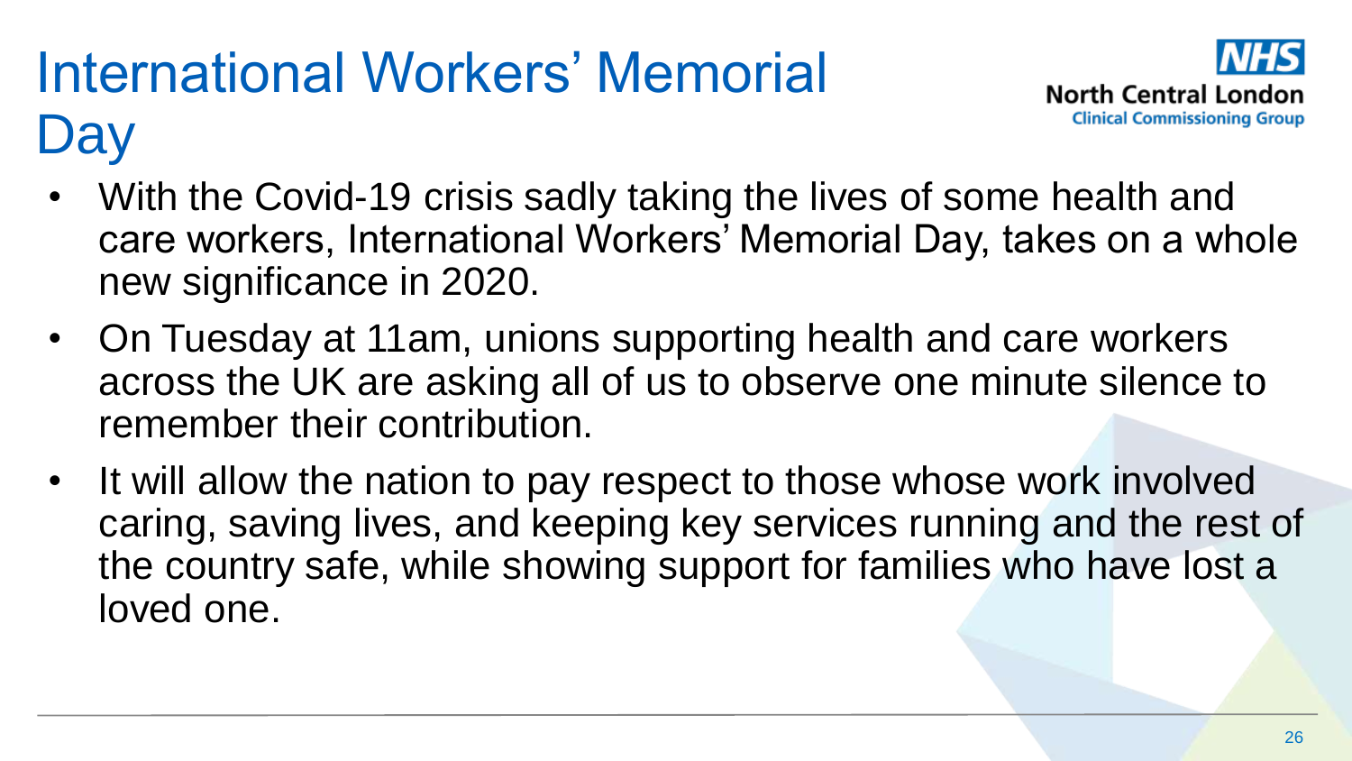# International Workers' Memorial Day

NHS
North Central London
Clinical Commissioning Group

- With the Covid-19 crisis sadly taking the lives of some health and care workers, International Workers' Memorial Day, takes on a whole new significance in 2020.
- On Tuesday at 11am, unions supporting health and care workers across the UK are asking all of us to observe one minute silence to remember their contribution.
- It will allow the nation to pay respect to those whose work involved caring, saving lives, and keeping key services running and the rest of the country safe, while showing support for families who have lost a loved one.